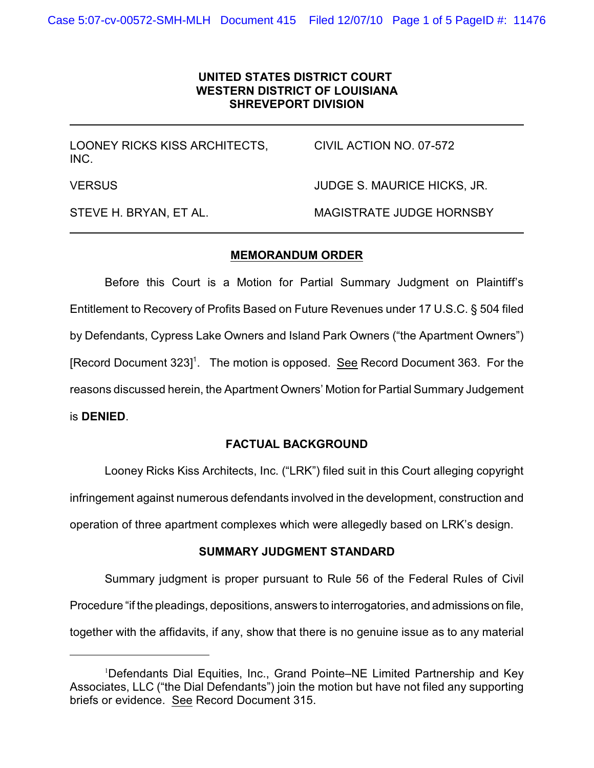**UNITED STATES DISTRICT COURT**
**WESTERN DISTRICT OF LOUISIANA**
**SHREVEPORT DIVISION**

---

| | |
|---|---|
| LOONEY RICKS KISS ARCHITECTS, INC. | CIVIL ACTION NO. 07-572 |
| VERSUS | JUDGE S. MAURICE HICKS, JR. |
| STEVE H. BRYAN, ET AL. | MAGISTRATE JUDGE HORNSBY |

---

## MEMORANDUM ORDER

Before this Court is a Motion for Partial Summary Judgment on Plaintiff's Entitlement to Recovery of Profits Based on Future Revenues under 17 U.S.C. § 504 filed by Defendants, Cypress Lake Owners and Island Park Owners ("the Apartment Owners") [Record Document 323][1]. The motion is opposed. See Record Document 363. For the reasons discussed herein, the Apartment Owners' Motion for Partial Summary Judgement is **DENIED**.

## FACTUAL BACKGROUND

Looney Ricks Kiss Architects, Inc. ("LRK") filed suit in this Court alleging copyright infringement against numerous defendants involved in the development, construction and operation of three apartment complexes which were allegedly based on LRK's design.

## SUMMARY JUDGMENT STANDARD

Summary judgment is proper pursuant to Rule 56 of the Federal Rules of Civil Procedure "if the pleadings, depositions, answers to interrogatories, and admissions on file, together with the affidavits, if any, show that there is no genuine issue as to any material

---

[1] Defendants Dial Equities, Inc., Grand Pointe–NE Limited Partnership and Key Associates, LLC ("the Dial Defendants") join the motion but have not filed any supporting briefs or evidence. See Record Document 315.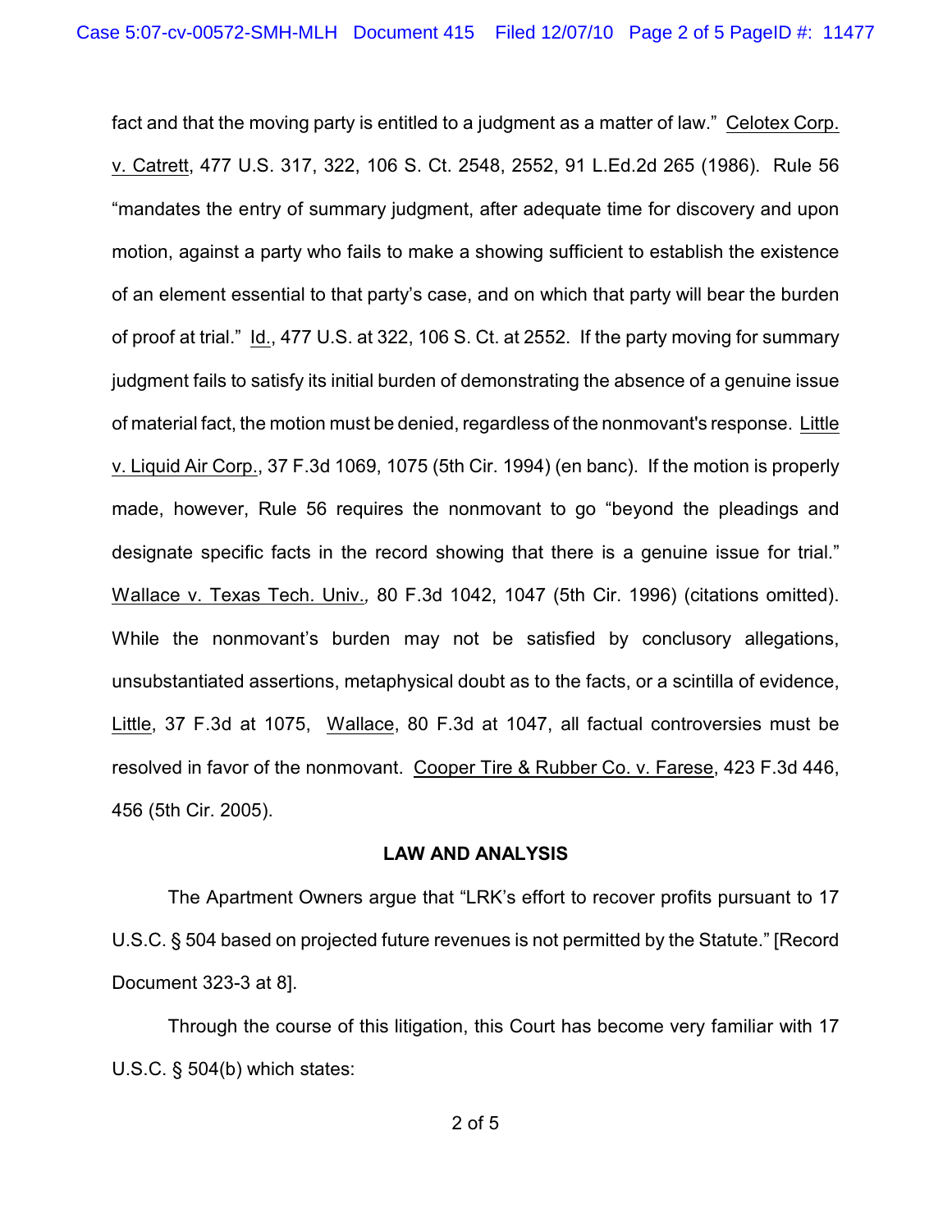fact and that the moving party is entitled to a judgment as a matter of law." Celotex Corp. v. Catrett, 477 U.S. 317, 322, 106 S. Ct. 2548, 2552, 91 L.Ed.2d 265 (1986). Rule 56 "mandates the entry of summary judgment, after adequate time for discovery and upon motion, against a party who fails to make a showing sufficient to establish the existence of an element essential to that party's case, and on which that party will bear the burden of proof at trial." Id., 477 U.S. at 322, 106 S. Ct. at 2552. If the party moving for summary judgment fails to satisfy its initial burden of demonstrating the absence of a genuine issue of material fact, the motion must be denied, regardless of the nonmovant's response. Little v. Liquid Air Corp., 37 F.3d 1069, 1075 (5th Cir. 1994) (en banc). If the motion is properly made, however, Rule 56 requires the nonmovant to go "beyond the pleadings and designate specific facts in the record showing that there is a genuine issue for trial." Wallace v. Texas Tech. Univ., 80 F.3d 1042, 1047 (5th Cir. 1996) (citations omitted). While the nonmovant's burden may not be satisfied by conclusory allegations, unsubstantiated assertions, metaphysical doubt as to the facts, or a scintilla of evidence, Little, 37 F.3d at 1075, Wallace, 80 F.3d at 1047, all factual controversies must be resolved in favor of the nonmovant. Cooper Tire & Rubber Co. v. Farese, 423 F.3d 446, 456 (5th Cir. 2005).

**LAW AND ANALYSIS**

The Apartment Owners argue that "LRK's effort to recover profits pursuant to 17 U.S.C. § 504 based on projected future revenues is not permitted by the Statute." [Record Document 323-3 at 8].

Through the course of this litigation, this Court has become very familiar with 17 U.S.C. § 504(b) which states: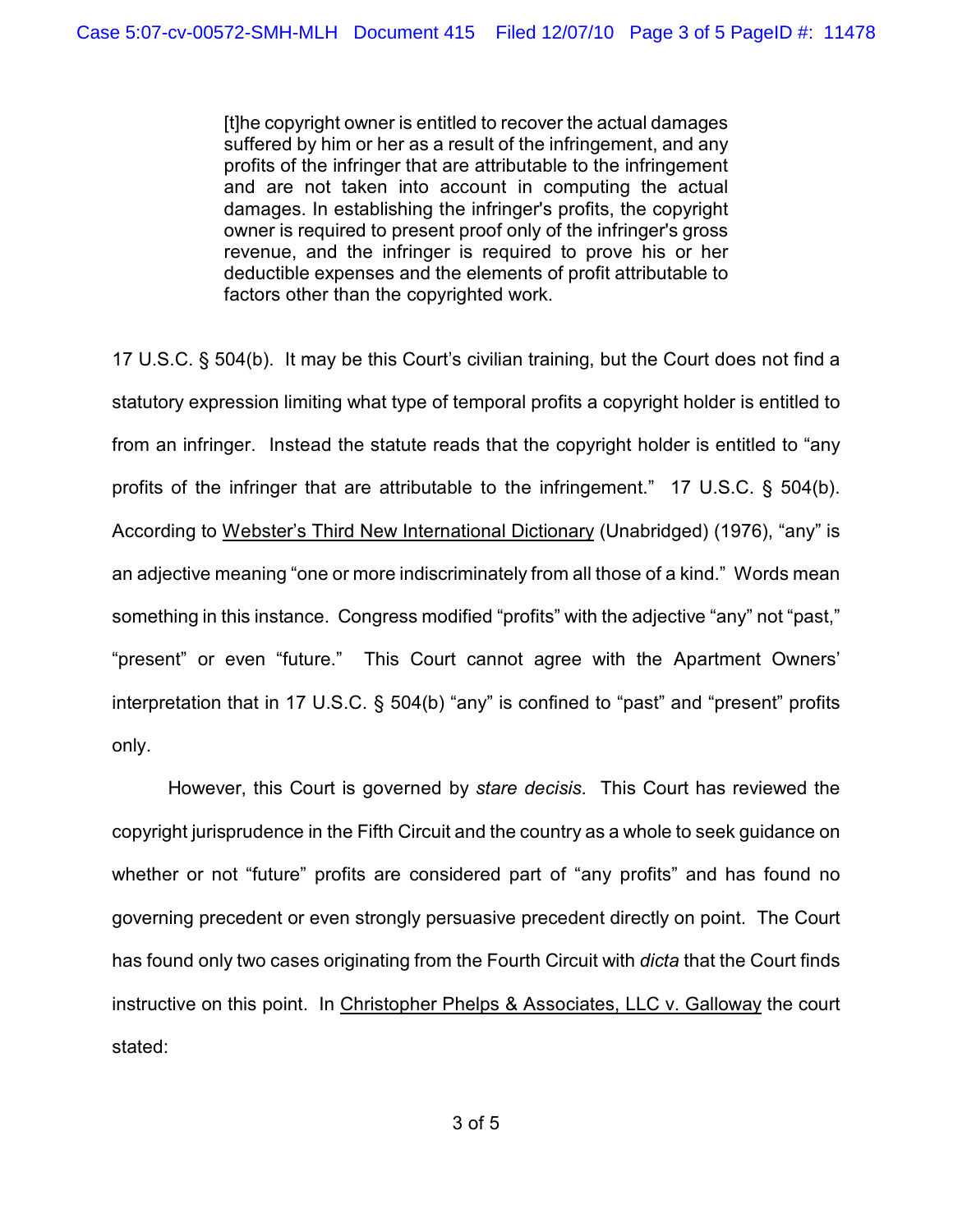> [t]he copyright owner is entitled to recover the actual damages suffered by him or her as a result of the infringement, and any profits of the infringer that are attributable to the infringement and are not taken into account in computing the actual damages. In establishing the infringer's profits, the copyright owner is required to present proof only of the infringer's gross revenue, and the infringer is required to prove his or her deductible expenses and the elements of profit attributable to factors other than the copyrighted work.

17 U.S.C. § 504(b). It may be this Court's civilian training, but the Court does not find a statutory expression limiting what type of temporal profits a copyright holder is entitled to from an infringer. Instead the statute reads that the copyright holder is entitled to "any profits of the infringer that are attributable to the infringement." 17 U.S.C. § 504(b). According to Webster's Third New International Dictionary (Unabridged) (1976), "any" is an adjective meaning "one or more indiscriminately from all those of a kind." Words mean something in this instance. Congress modified "profits" with the adjective "any" not "past," "present" or even "future." This Court cannot agree with the Apartment Owners' interpretation that in 17 U.S.C. § 504(b) "any" is confined to "past" and "present" profits only.

However, this Court is governed by *stare decisis*. This Court has reviewed the copyright jurisprudence in the Fifth Circuit and the country as a whole to seek guidance on whether or not "future" profits are considered part of "any profits" and has found no governing precedent or even strongly persuasive precedent directly on point. The Court has found only two cases originating from the Fourth Circuit with *dicta* that the Court finds instructive on this point. In Christopher Phelps & Associates, LLC v. Galloway the court stated: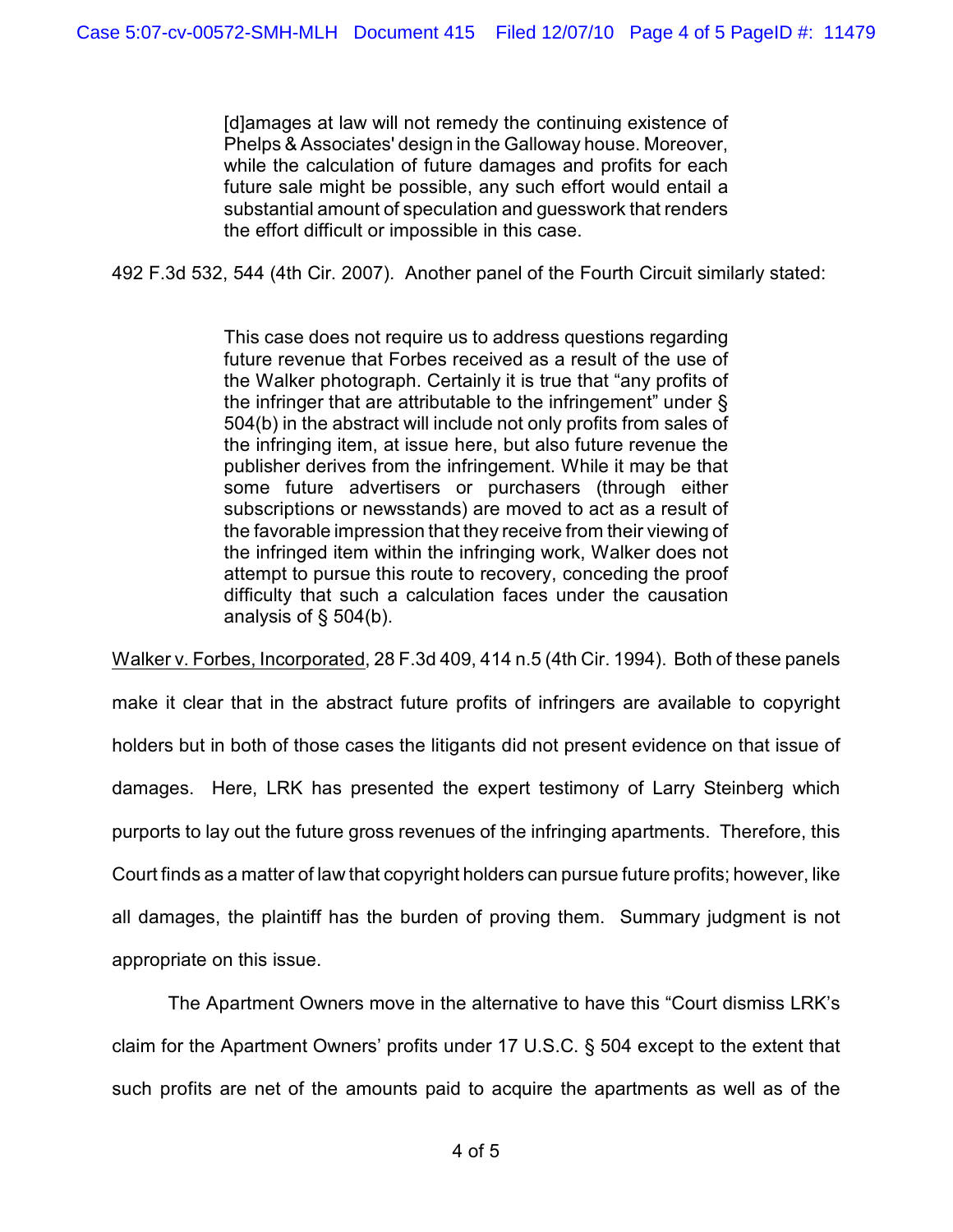> [d]amages at law will not remedy the continuing existence of Phelps & Associates' design in the Galloway house. Moreover, while the calculation of future damages and profits for each future sale might be possible, any such effort would entail a substantial amount of speculation and guesswork that renders the effort difficult or impossible in this case.

492 F.3d 532, 544 (4th Cir. 2007). Another panel of the Fourth Circuit similarly stated:

> This case does not require us to address questions regarding future revenue that Forbes received as a result of the use of the Walker photograph. Certainly it is true that "any profits of the infringer that are attributable to the infringement" under § 504(b) in the abstract will include not only profits from sales of the infringing item, at issue here, but also future revenue the publisher derives from the infringement. While it may be that some future advertisers or purchasers (through either subscriptions or newsstands) are moved to act as a result of the favorable impression that they receive from their viewing of the infringed item within the infringing work, Walker does not attempt to pursue this route to recovery, conceding the proof difficulty that such a calculation faces under the causation analysis of § 504(b).

Walker v. Forbes, Incorporated, 28 F.3d 409, 414 n.5 (4th Cir. 1994). Both of these panels make it clear that in the abstract future profits of infringers are available to copyright holders but in both of those cases the litigants did not present evidence on that issue of damages. Here, LRK has presented the expert testimony of Larry Steinberg which purports to lay out the future gross revenues of the infringing apartments. Therefore, this Court finds as a matter of law that copyright holders can pursue future profits; however, like all damages, the plaintiff has the burden of proving them. Summary judgment is not appropriate on this issue.

The Apartment Owners move in the alternative to have this "Court dismiss LRK's claim for the Apartment Owners' profits under 17 U.S.C. § 504 except to the extent that such profits are net of the amounts paid to acquire the apartments as well as of the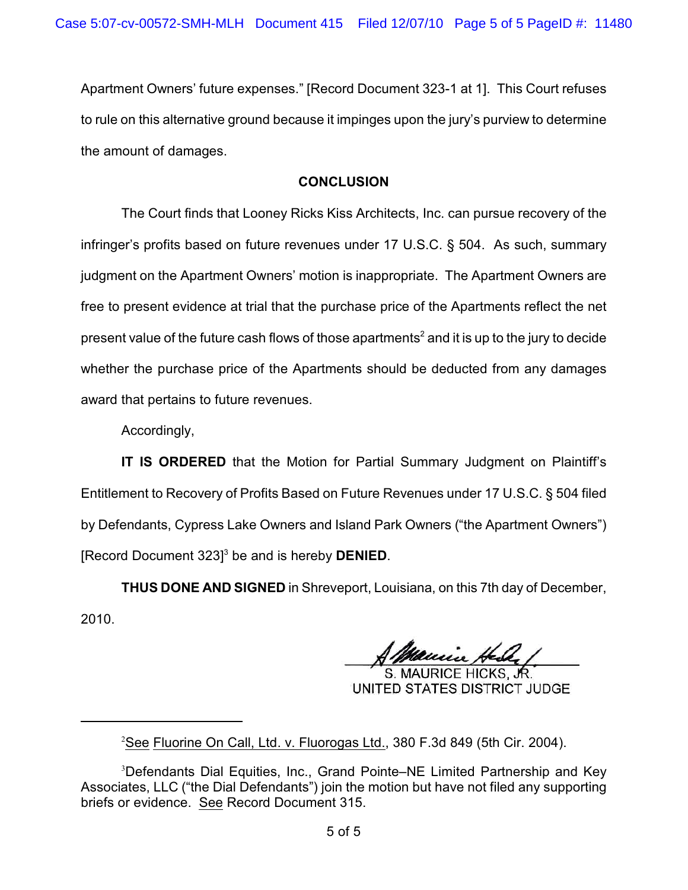Apartment Owners' future expenses." [Record Document 323-1 at 1]. This Court refuses to rule on this alternative ground because it impinges upon the jury's purview to determine the amount of damages.

**CONCLUSION**

The Court finds that Looney Ricks Kiss Architects, Inc. can pursue recovery of the infringer's profits based on future revenues under 17 U.S.C. § 504. As such, summary judgment on the Apartment Owners' motion is inappropriate. The Apartment Owners are free to present evidence at trial that the purchase price of the Apartments reflect the net present value of the future cash flows of those apartments[2] and it is up to the jury to decide whether the purchase price of the Apartments should be deducted from any damages award that pertains to future revenues.

Accordingly,

**IT IS ORDERED** that the Motion for Partial Summary Judgment on Plaintiff's Entitlement to Recovery of Profits Based on Future Revenues under 17 U.S.C. § 504 filed by Defendants, Cypress Lake Owners and Island Park Owners ("the Apartment Owners") [Record Document 323][3] be and is hereby **DENIED**.

**THUS DONE AND SIGNED** in Shreveport, Louisiana, on this 7th day of December, 2010.

S. MAURICE HICKS, JR.
UNITED STATES DISTRICT JUDGE

---

[2] See Fluorine On Call, Ltd. v. Fluorogas Ltd., 380 F.3d 849 (5th Cir. 2004).

[3] Defendants Dial Equities, Inc., Grand Pointe–NE Limited Partnership and Key Associates, LLC ("the Dial Defendants") join the motion but have not filed any supporting briefs or evidence. See Record Document 315.